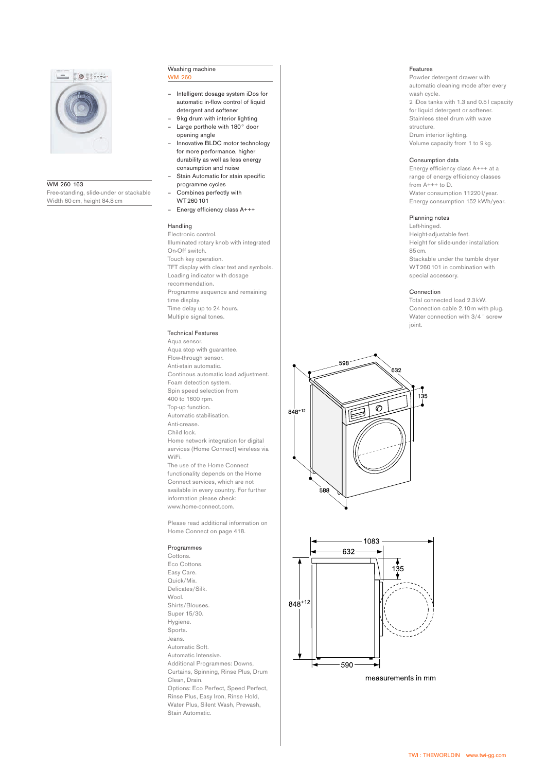WM 260 163
Free-standing, slide-under or stackable
Width 60 cm, height 84.8 cm

## Washing machine
WM 260

- Intelligent dosage system iDos for automatic in-flow control of liquid detergent and softener
- 9 kg drum with interior lighting
- Large porthole with 180° door opening angle
- Innovative BLDC motor technology for more performance, higher durability as well as less energy consumption and noise
- Stain Automatic for stain specific programme cycles
- Combines perfectly with WT 260 101
- Energy efficiency class A+++

### Handling
Electronic control.
Illuminated rotary knob with integrated On-Off switch.
Touch key operation.
TFT display with clear text and symbols.
Loading indicator with dosage recommendation.
Programme sequence and remaining time display.
Time delay up to 24 hours.
Multiple signal tones.

### Technical Features
Aqua sensor.
Aqua stop with guarantee.
Flow-through sensor.
Anti-stain automatic.
Continous automatic load adjustment.
Foam detection system.
Spin speed selection from 400 to 1600 rpm.
Top-up function.
Automatic stabilisation.
Anti-crease.
Child lock.
Home network integration for digital services (Home Connect) wireless via WiFi.
The use of the Home Connect functionality depends on the Home Connect services, which are not available in every country. For further information please check: www.home-connect.com.

Please read additional information on Home Connect on page 418.

### Programmes
Cottons.
Eco Cottons.
Easy Care.
Quick/Mix.
Delicates/Silk.
Wool.
Shirts/Blouses.
Super 15/30.
Hygiene.
Sports.
Jeans.
Automatic Soft.
Automatic Intensive.
Additional Programmes: Downs, Curtains, Spinning, Rinse Plus, Drum Clean, Drain.
Options: Eco Perfect, Speed Perfect, Rinse Plus, Easy Iron, Rinse Hold, Water Plus, Silent Wash, Prewash, Stain Automatic.

### Features
Powder detergent drawer with automatic cleaning mode after every wash cycle.
2 iDos tanks with 1.3 and 0.5 l capacity for liquid detergent or softener.
Stainless steel drum with wave structure.
Drum interior lighting.
Volume capacity from 1 to 9 kg.

### Consumption data
Energy efficiency class A+++ at a range of energy efficiency classes from A+++ to D.
Water consumption 11220 l/year.
Energy consumption 152 kWh/year.

### Planning notes
Left-hinged.
Height-adjustable feet.
Height for slide-under installation: 85 cm.
Stackable under the tumble dryer WT 260 101 in combination with special accessory.

### Connection
Total connected load 2.3 kW.
Connection cable 2.10 m with plug.
Water connection with 3/4 " screw joint.

598
632
135
$848^{+12}$
588

1083
632
135
$848^{+12}$
590

measurements in mm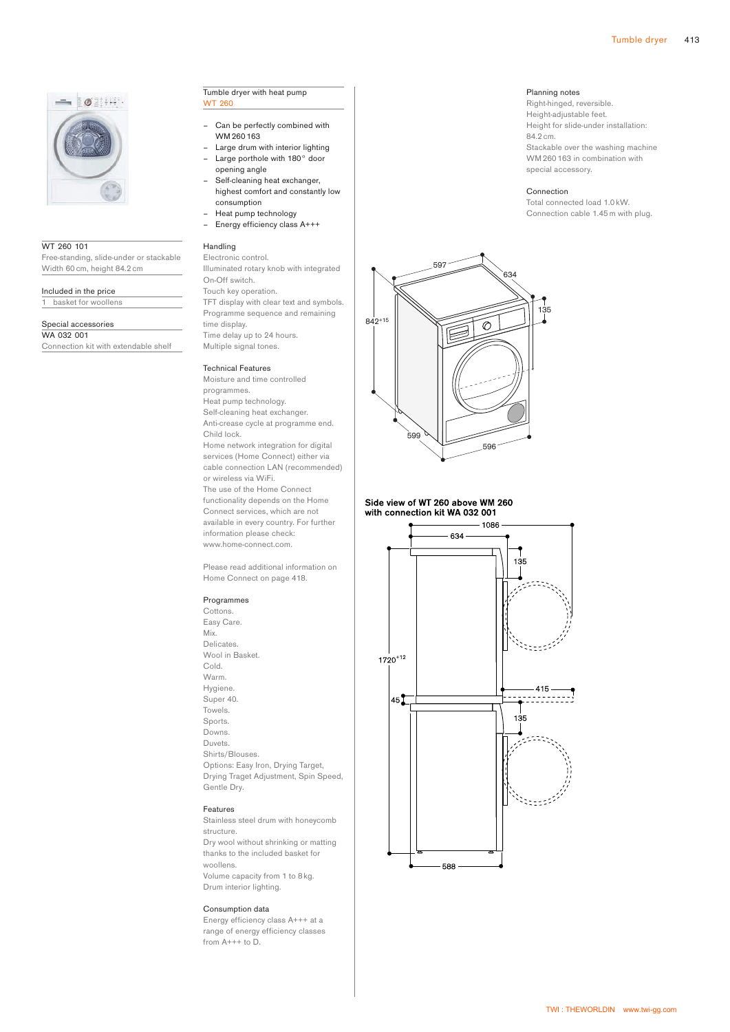WT 260 101
Free-standing, slide-under or stackable
Width 60 cm, height 84.2 cm

Included in the price
1 basket for woollens

Special accessories
WA 032 001
Connection kit with extendable shelf

Tumble dryer with heat pump
WT 260

- Can be perfectly combined with WM 260 163
- Large drum with interior lighting
- Large porthole with 180° door opening angle
- Self-cleaning heat exchanger, highest comfort and constantly low consumption
- Heat pump technology
- Energy efficiency class A+++

Handling
Electronic control.
Illuminated rotary knob with integrated On-Off switch.
Touch key operation.
TFT display with clear text and symbols.
Programme sequence and remaining time display.
Time delay up to 24 hours.
Multiple signal tones.

Technical Features
Moisture and time controlled programmes.
Heat pump technology.
Self-cleaning heat exchanger.
Anti-crease cycle at programme end.
Child lock.
Home network integration for digital services (Home Connect) either via cable connection LAN (recommended) or wireless via WiFi.
The use of the Home Connect functionality depends on the Home Connect services, which are not available in every country. For further information please check: www.home-connect.com.

Please read additional information on Home Connect on page 418.

Programmes
Cottons.
Easy Care.
Mix.
Delicates.
Wool in Basket.
Cold.
Warm.
Hygiene.
Super 40.
Towels.
Sports.
Downs.
Duvets.
Shirts/Blouses.
Options: Easy Iron, Drying Target, Drying Traget Adjustment, Spin Speed, Gentle Dry.

Features
Stainless steel drum with honeycomb structure.
Dry wool without shrinking or matting thanks to the included basket for woollens.
Volume capacity from 1 to 8 kg.
Drum interior lighting.

Consumption data
Energy efficiency class A+++ at a range of energy efficiency classes from A+++ to D.

Planning notes
Right-hinged, reversible.
Height-adjustable feet.
Height for slide-under installation: 84.2 cm.
Stackable over the washing machine WM 260 163 in combination with special accessory.

Connection
Total connected load 1.0 kW.
Connection cable 1.45 m with plug.

597
634
135
842+15
599
596

**Side view of WT 260 above WM 260 with connection kit WA 032 001**

1086
634
135
1720+12
415
45
135
588